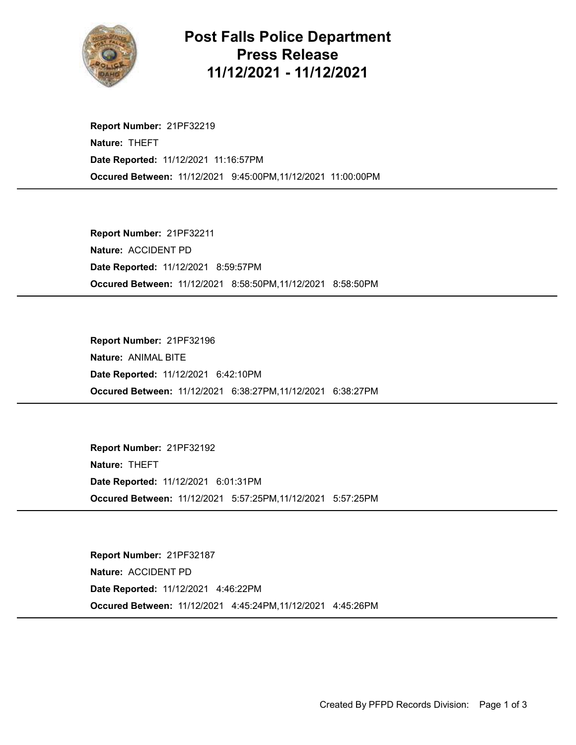# Post Falls Police Department
## Press Release
## 11/12/2021 - 11/12/2021

**Report Number:** 21PF32219
**Nature:** THEFT
**Date Reported:** 11/12/2021 11:16:57PM
**Occured Between:** 11/12/2021 9:45:00PM,11/12/2021 11:00:00PM

---

**Report Number:** 21PF32211
**Nature:** ACCIDENT PD
**Date Reported:** 11/12/2021 8:59:57PM
**Occured Between:** 11/12/2021 8:58:50PM,11/12/2021 8:58:50PM

---

**Report Number:** 21PF32196
**Nature:** ANIMAL BITE
**Date Reported:** 11/12/2021 6:42:10PM
**Occured Between:** 11/12/2021 6:38:27PM,11/12/2021 6:38:27PM

---

**Report Number:** 21PF32192
**Nature:** THEFT
**Date Reported:** 11/12/2021 6:01:31PM
**Occured Between:** 11/12/2021 5:57:25PM,11/12/2021 5:57:25PM

---

**Report Number:** 21PF32187
**Nature:** ACCIDENT PD
**Date Reported:** 11/12/2021 4:46:22PM
**Occured Between:** 11/12/2021 4:45:24PM,11/12/2021 4:45:26PM

---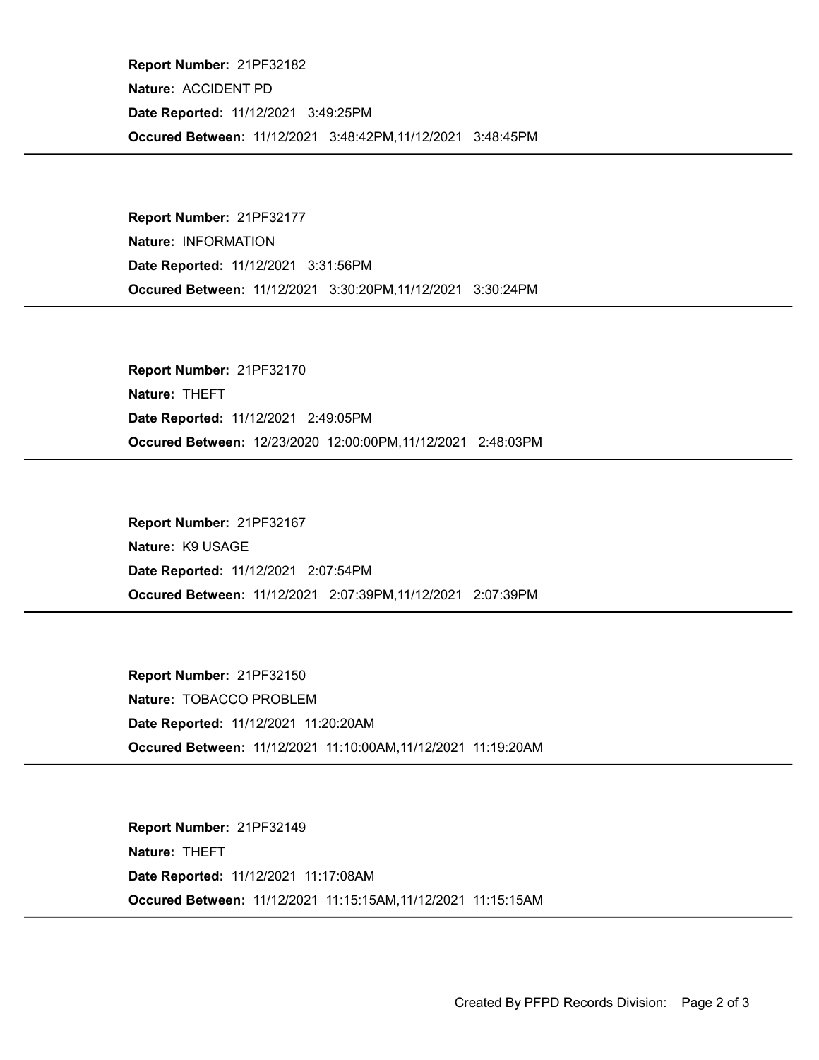**Report Number:** 21PF32182

**Nature:** ACCIDENT PD

**Date Reported:** 11/12/2021 3:49:25PM

**Occured Between:** 11/12/2021 3:48:42PM,11/12/2021 3:48:45PM

---

**Report Number:** 21PF32177

**Nature:** INFORMATION

**Date Reported:** 11/12/2021 3:31:56PM

**Occured Between:** 11/12/2021 3:30:20PM,11/12/2021 3:30:24PM

---

**Report Number:** 21PF32170

**Nature:** THEFT

**Date Reported:** 11/12/2021 2:49:05PM

**Occured Between:** 12/23/2020 12:00:00PM,11/12/2021 2:48:03PM

---

**Report Number:** 21PF32167

**Nature:** K9 USAGE

**Date Reported:** 11/12/2021 2:07:54PM

**Occured Between:** 11/12/2021 2:07:39PM,11/12/2021 2:07:39PM

---

**Report Number:** 21PF32150

**Nature:** TOBACCO PROBLEM

**Date Reported:** 11/12/2021 11:20:20AM

**Occured Between:** 11/12/2021 11:10:00AM,11/12/2021 11:19:20AM

---

**Report Number:** 21PF32149

**Nature:** THEFT

**Date Reported:** 11/12/2021 11:17:08AM

**Occured Between:** 11/12/2021 11:15:15AM,11/12/2021 11:15:15AM

---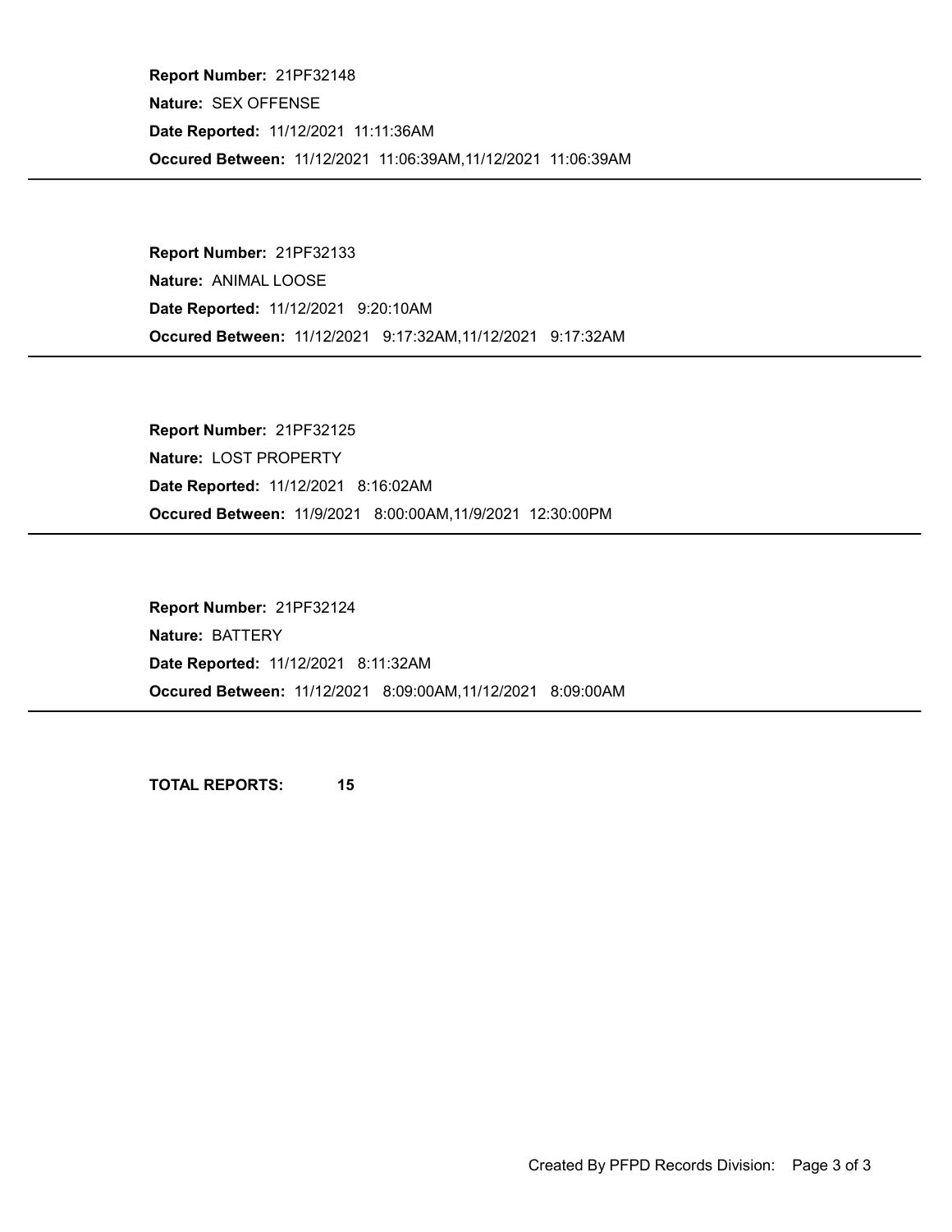**Report Number:** 21PF32148
**Nature:** SEX OFFENSE
**Date Reported:** 11/12/2021 11:11:36AM
**Occured Between:** 11/12/2021 11:06:39AM,11/12/2021 11:06:39AM

---

**Report Number:** 21PF32133
**Nature:** ANIMAL LOOSE
**Date Reported:** 11/12/2021 9:20:10AM
**Occured Between:** 11/12/2021 9:17:32AM,11/12/2021 9:17:32AM

---

**Report Number:** 21PF32125
**Nature:** LOST PROPERTY
**Date Reported:** 11/12/2021 8:16:02AM
**Occured Between:** 11/9/2021 8:00:00AM,11/9/2021 12:30:00PM

---

**Report Number:** 21PF32124
**Nature:** BATTERY
**Date Reported:** 11/12/2021 8:11:32AM
**Occured Between:** 11/12/2021 8:09:00AM,11/12/2021 8:09:00AM

---

**TOTAL REPORTS: 15**

Created By PFPD Records Division: